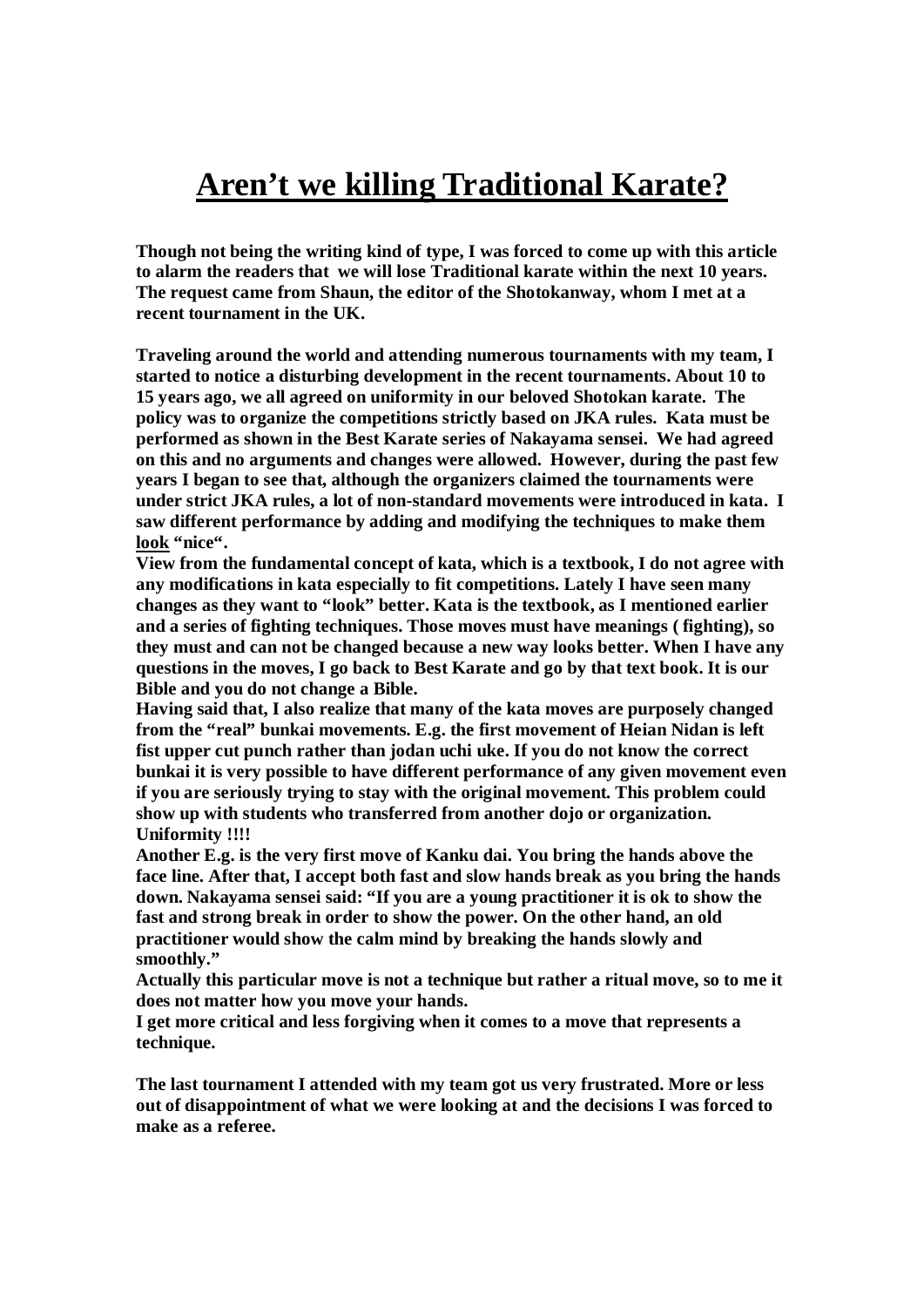# Aren't we killing Traditional Karate?

**Though not being the writing kind of type, I was forced to come up with this article to alarm the readers that we will lose Traditional karate within the next 10 years. The request came from Shaun, the editor of the Shotokanway, whom I met at a recent tournament in the UK.**

**Traveling around the world and attending numerous tournaments with my team, I started to notice a disturbing development in the recent tournaments. About 10 to 15 years ago, we all agreed on uniformity in our beloved Shotokan karate. The policy was to organize the competitions strictly based on JKA rules. Kata must be performed as shown in the Best Karate series of Nakayama sensei. We had agreed on this and no arguments and changes were allowed. However, during the past few years I began to see that, although the organizers claimed the tournaments were under strict JKA rules, a lot of non-standard movements were introduced in kata. I saw different performance by adding and modifying the techniques to make them <u>look</u> "nice".**

**View from the fundamental concept of kata, which is a textbook, I do not agree with any modifications in kata especially to fit competitions. Lately I have seen many changes as they want to "look" better. Kata is the textbook, as I mentioned earlier and a series of fighting techniques. Those moves must have meanings ( fighting), so they must and can not be changed because a new way looks better. When I have any questions in the moves, I go back to Best Karate and go by that text book. It is our Bible and you do not change a Bible.**

**Having said that, I also realize that many of the kata moves are purposely changed from the "real" bunkai movements. E.g. the first movement of Heian Nidan is left fist upper cut punch rather than jodan uchi uke. If you do not know the correct bunkai it is very possible to have different performance of any given movement even if you are seriously trying to stay with the original movement. This problem could show up with students who transferred from another dojo or organization. Uniformity !!!!**

**Another E.g. is the very first move of Kanku dai. You bring the hands above the face line. After that, I accept both fast and slow hands break as you bring the hands down. Nakayama sensei said: "If you are a young practitioner it is ok to show the fast and strong break in order to show the power. On the other hand, an old practitioner would show the calm mind by breaking the hands slowly and smoothly."**

**Actually this particular move is not a technique but rather a ritual move, so to me it does not matter how you move your hands.**

**I get more critical and less forgiving when it comes to a move that represents a technique.**

**The last tournament I attended with my team got us very frustrated. More or less out of disappointment of what we were looking at and the decisions I was forced to make as a referee.**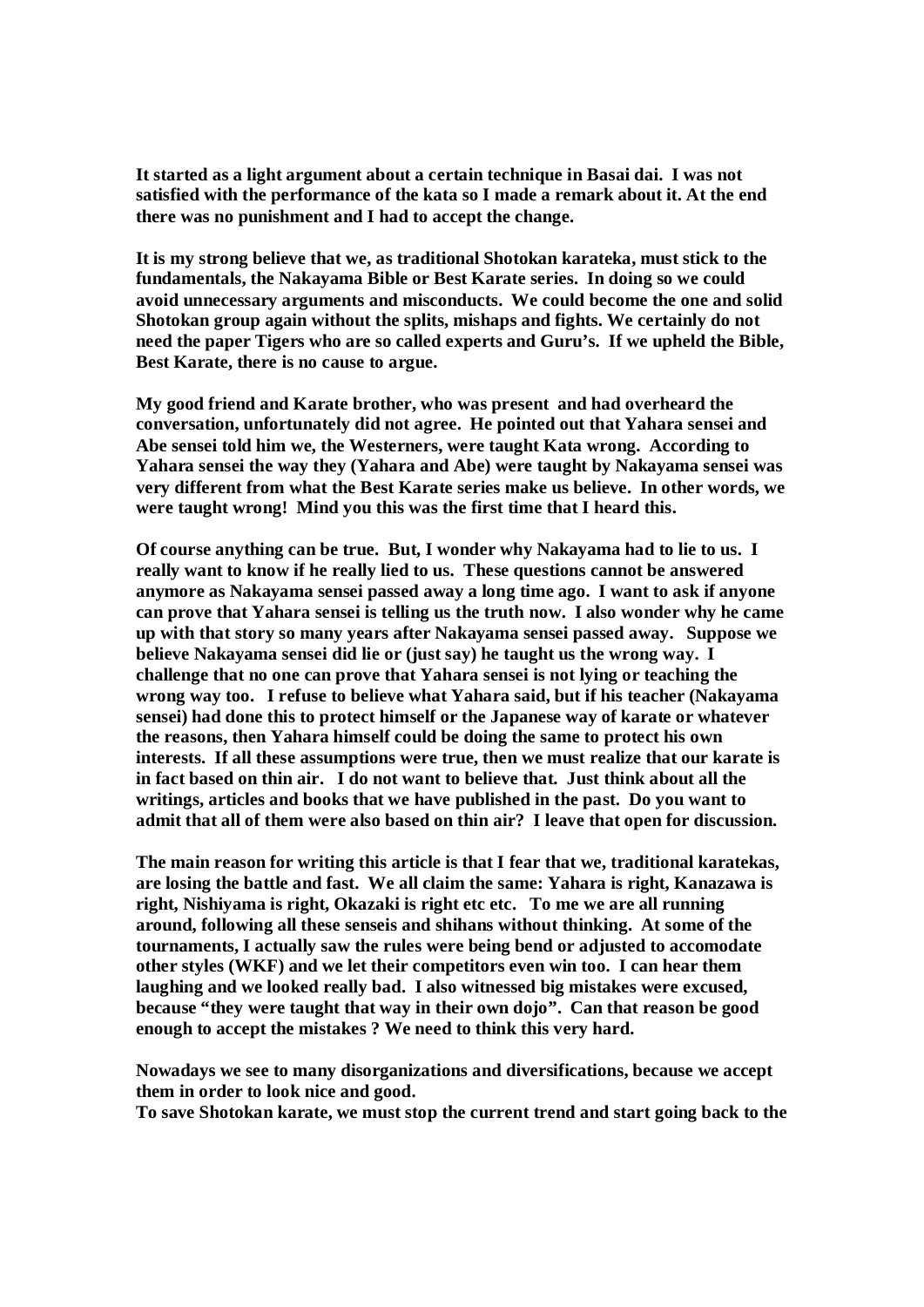**It started as a light argument about a certain technique in Basai dai. I was not satisfied with the performance of the kata so I made a remark about it. At the end there was no punishment and I had to accept the change.**

**It is my strong believe that we, as traditional Shotokan karateka, must stick to the fundamentals, the Nakayama Bible or Best Karate series. In doing so we could avoid unnecessary arguments and misconducts. We could become the one and solid Shotokan group again without the splits, mishaps and fights. We certainly do not need the paper Tigers who are so called experts and Guru's. If we upheld the Bible, Best Karate, there is no cause to argue.**

**My good friend and Karate brother, who was present and had overheard the conversation, unfortunately did not agree. He pointed out that Yahara sensei and Abe sensei told him we, the Westerners, were taught Kata wrong. According to Yahara sensei the way they (Yahara and Abe) were taught by Nakayama sensei was very different from what the Best Karate series make us believe. In other words, we were taught wrong! Mind you this was the first time that I heard this.**

**Of course anything can be true. But, I wonder why Nakayama had to lie to us. I really want to know if he really lied to us. These questions cannot be answered anymore as Nakayama sensei passed away a long time ago. I want to ask if anyone can prove that Yahara sensei is telling us the truth now. I also wonder why he came up with that story so many years after Nakayama sensei passed away. Suppose we believe Nakayama sensei did lie or (just say) he taught us the wrong way. I challenge that no one can prove that Yahara sensei is not lying or teaching the wrong way too. I refuse to believe what Yahara said, but if his teacher (Nakayama sensei) had done this to protect himself or the Japanese way of karate or whatever the reasons, then Yahara himself could be doing the same to protect his own interests. If all these assumptions were true, then we must realize that our karate is in fact based on thin air. I do not want to believe that. Just think about all the writings, articles and books that we have published in the past. Do you want to admit that all of them were also based on thin air? I leave that open for discussion.**

**The main reason for writing this article is that I fear that we, traditional karatekas, are losing the battle and fast. We all claim the same: Yahara is right, Kanazawa is right, Nishiyama is right, Okazaki is right etc etc. To me we are all running around, following all these senseis and shihans without thinking. At some of the tournaments, I actually saw the rules were being bend or adjusted to accomodate other styles (WKF) and we let their competitors even win too. I can hear them laughing and we looked really bad. I also witnessed big mistakes were excused, because "they were taught that way in their own dojo". Can that reason be good enough to accept the mistakes ? We need to think this very hard.**

**Nowadays we see to many disorganizations and diversifications, because we accept them in order to look nice and good.**
**To save Shotokan karate, we must stop the current trend and start going back to the**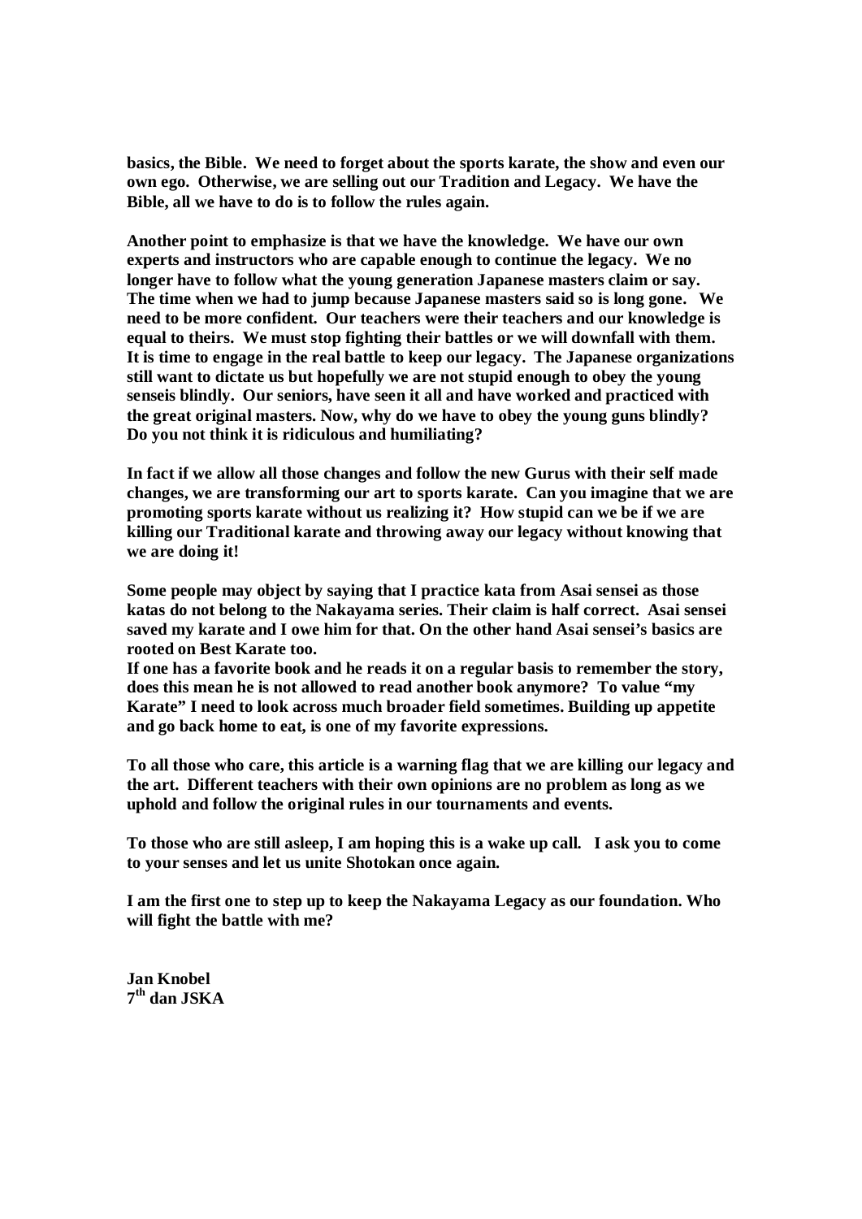**basics, the Bible. We need to forget about the sports karate, the show and even our own ego. Otherwise, we are selling out our Tradition and Legacy. We have the Bible, all we have to do is to follow the rules again.**

**Another point to emphasize is that we have the knowledge. We have our own experts and instructors who are capable enough to continue the legacy. We no longer have to follow what the young generation Japanese masters claim or say. The time when we had to jump because Japanese masters said so is long gone. We need to be more confident. Our teachers were their teachers and our knowledge is equal to theirs. We must stop fighting their battles or we will downfall with them. It is time to engage in the real battle to keep our legacy. The Japanese organizations still want to dictate us but hopefully we are not stupid enough to obey the young senseis blindly. Our seniors, have seen it all and have worked and practiced with the great original masters. Now, why do we have to obey the young guns blindly? Do you not think it is ridiculous and humiliating?**

**In fact if we allow all those changes and follow the new Gurus with their self made changes, we are transforming our art to sports karate. Can you imagine that we are promoting sports karate without us realizing it? How stupid can we be if we are killing our Traditional karate and throwing away our legacy without knowing that we are doing it!**

**Some people may object by saying that I practice kata from Asai sensei as those katas do not belong to the Nakayama series. Their claim is half correct. Asai sensei saved my karate and I owe him for that. On the other hand Asai sensei's basics are rooted on Best Karate too.**
**If one has a favorite book and he reads it on a regular basis to remember the story, does this mean he is not allowed to read another book anymore? To value "my Karate" I need to look across much broader field sometimes. Building up appetite and go back home to eat, is one of my favorite expressions.**

**To all those who care, this article is a warning flag that we are killing our legacy and the art. Different teachers with their own opinions are no problem as long as we uphold and follow the original rules in our tournaments and events.**

**To those who are still asleep, I am hoping this is a wake up call. I ask you to come to your senses and let us unite Shotokan once again.**

**I am the first one to step up to keep the Nakayama Legacy as our foundation. Who will fight the battle with me?**

**Jan Knobel**
**7th dan JSKA**